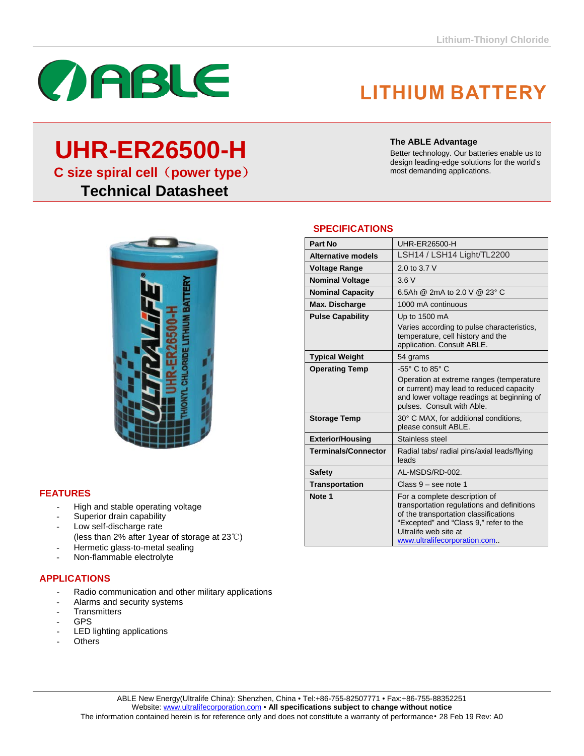Lithium-Thionyl Chloride

ABLE

# LITHIUM BATTERY

# UHR-ER26500-H

## C size spiral cell（power type）

## Technical Datasheet

**The ABLE Advantage**

Better technology. Our batteries enable us to design leading-edge solutions for the world's most demanding applications.

## SPECIFICATIONS

| Part No | UHR-ER26500-H |
|---|---|
| Alternative models | LSH14 / LSH14 Light/TL2200 |
| Voltage Range | 2.0 to 3.7 V |
| Nominal Voltage | 3.6 V |
| Nominal Capacity | 6.5Ah @ 2mA to 2.0 V @ 23° C |
| Max. Discharge | 1000 mA continuous |
| Pulse Capability | Up to 1500 mA<br>Varies according to pulse characteristics, temperature, cell history and the application. Consult ABLE. |
| Typical Weight | 54 grams |
| Operating Temp | -55° C to 85° C<br>Operation at extreme ranges (temperature or current) may lead to reduced capacity and lower voltage readings at beginning of pulses. Consult with Able. |
| Storage Temp | 30° C MAX, for additional conditions, please consult ABLE. |
| Exterior/Housing | Stainless steel |
| Terminals/Connector | Radial tabs/ radial pins/axial leads/flying leads |
| Safety | AL-MSDS/RD-002. |
| Transportation | Class 9 – see note 1 |
| Note 1 | For a complete description of transportation regulations and definitions of the transportation classifications "Excepted" and "Class 9," refer to the Ultralife web site at www.ultralifecorporation.com.. |

## FEATURES

- High and stable operating voltage
- Superior drain capability
- Low self-discharge rate
  (less than 2% after 1year of storage at 23℃)
- Hermetic glass-to-metal sealing
- Non-flammable electrolyte

## APPLICATIONS

- Radio communication and other military applications
- Alarms and security systems
- Transmitters
- GPS
- LED lighting applications
- Others

ABLE New Energy(Ultralife China): Shenzhen, China • Tel:+86-755-82507771 • Fax:+86-755-88352251
Website: www.ultralifecorporation.com • **All specifications subject to change without notice**
The information contained herein is for reference only and does not constitute a warranty of performance• 28 Feb 19 Rev: A0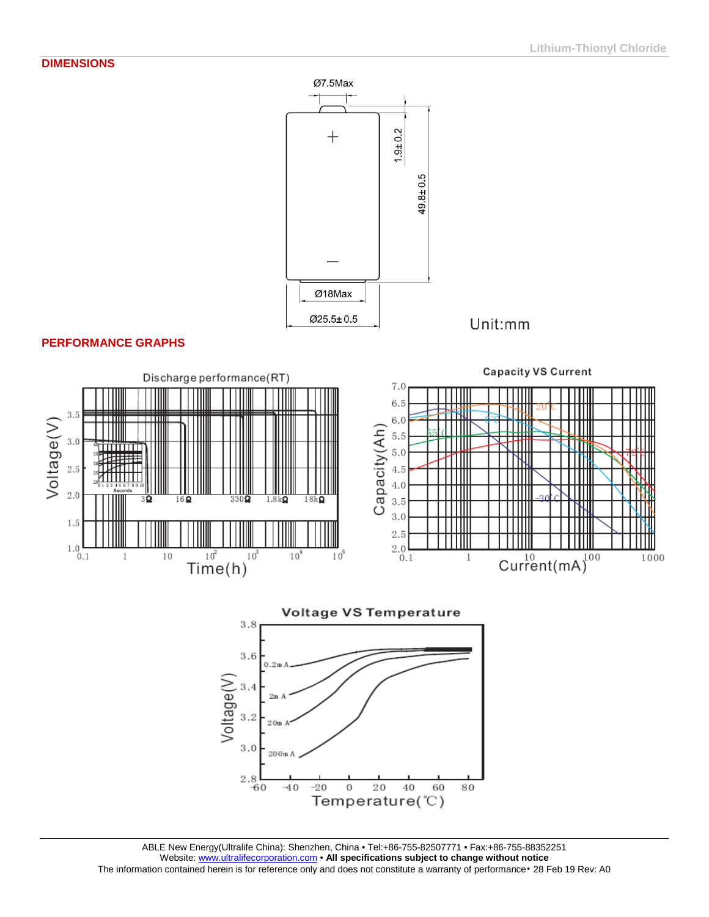## DIMENSIONS

Ø7.5Max

1.9± 0.2

49.8± 0.5

Ø18Max

Ø25.5± 0.5

Unit:mm

## PERFORMANCE GRAPHS

Discharge performance(RT)

Voltage(V)

3.5
3.0
2.5
2.0
1.5
1.0

0.1 1 10 $10^2$ $10^3$ $10^4$ $10^5$

Time(h)

3Ω 16Ω 330Ω 1.8kΩ 18kΩ

Seconds

Capacity VS Current

Capacity(Ah)

7.0
6.5
6.0
5.5
5.0
4.5
4.0
3.5
3.0
2.5
2.0

0.1 1 10 100 1000

Current(mA)

20℃
0℃
55℃
70℃
-30℃

Voltage VS Temperature

Voltage(V)

3.8
3.6
3.4
3.2
3.0
2.8

-60 -40 -20 0 20 40 60 80

Temperature(℃)

0.2m A
2m A
20m A
200m A

ABLE New Energy(Ultralife China): Shenzhen, China • Tel:+86-755-82507771 • Fax:+86-755-88352251
Website: www.ultralifecorporation.com • **All specifications subject to change without notice**
The information contained herein is for reference only and does not constitute a warranty of performance• 28 Feb 19 Rev: A0